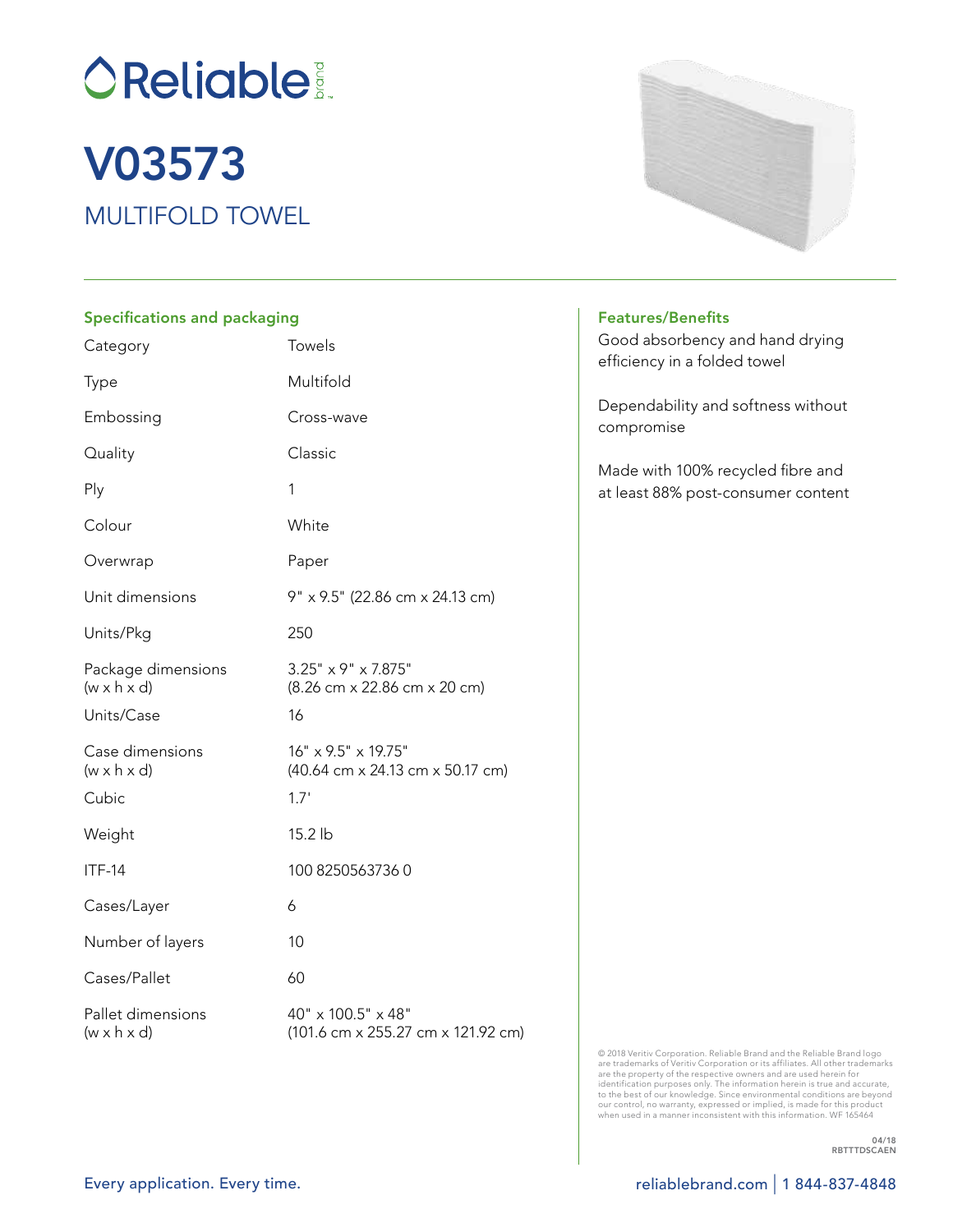# Reliable brand

# V03573

## MULTIFOLD TOWEL

### Specifications and packaging

| | |
|---|---|
| Category | Towels |
| Type | Multifold |
| Embossing | Cross-wave |
| Quality | Classic |
| Ply | 1 |
| Colour | White |
| Overwrap | Paper |
| Unit dimensions | 9" x 9.5" (22.86 cm x 24.13 cm) |
| Units/Pkg | 250 |
| Package dimensions (w x h x d) | 3.25" x 9" x 7.875" (8.26 cm x 22.86 cm x 20 cm) |
| Units/Case | 16 |
| Case dimensions (w x h x d) | 16" x 9.5" x 19.75" (40.64 cm x 24.13 cm x 50.17 cm) |
| Cubic | 1.7' |
| Weight | 15.2 lb |
| ITF-14 | 100 8250563736 0 |
| Cases/Layer | 6 |
| Number of layers | 10 |
| Cases/Pallet | 60 |
| Pallet dimensions (w x h x d) | 40" x 100.5" x 48" (101.6 cm x 255.27 cm x 121.92 cm) |

### Features/Benefits

Good absorbency and hand drying efficiency in a folded towel

Dependability and softness without compromise

Made with 100% recycled fibre and at least 88% post-consumer content

© 2018 Veritiv Corporation. Reliable Brand and the Reliable Brand logo are trademarks of Veritiv Corporation or its affiliates. All other trademarks are the property of the respective owners and are used herein for identification purposes only. The information herein is true and accurate, to the best of our knowledge. Since environmental conditions are beyond our control, no warranty, expressed or implied, is made for this product when used in a manner inconsistent with this information. WF 165464

04/18
RBTTTDSCAEN

Every application. Every time.

reliablebrand.com | 1 844-837-4848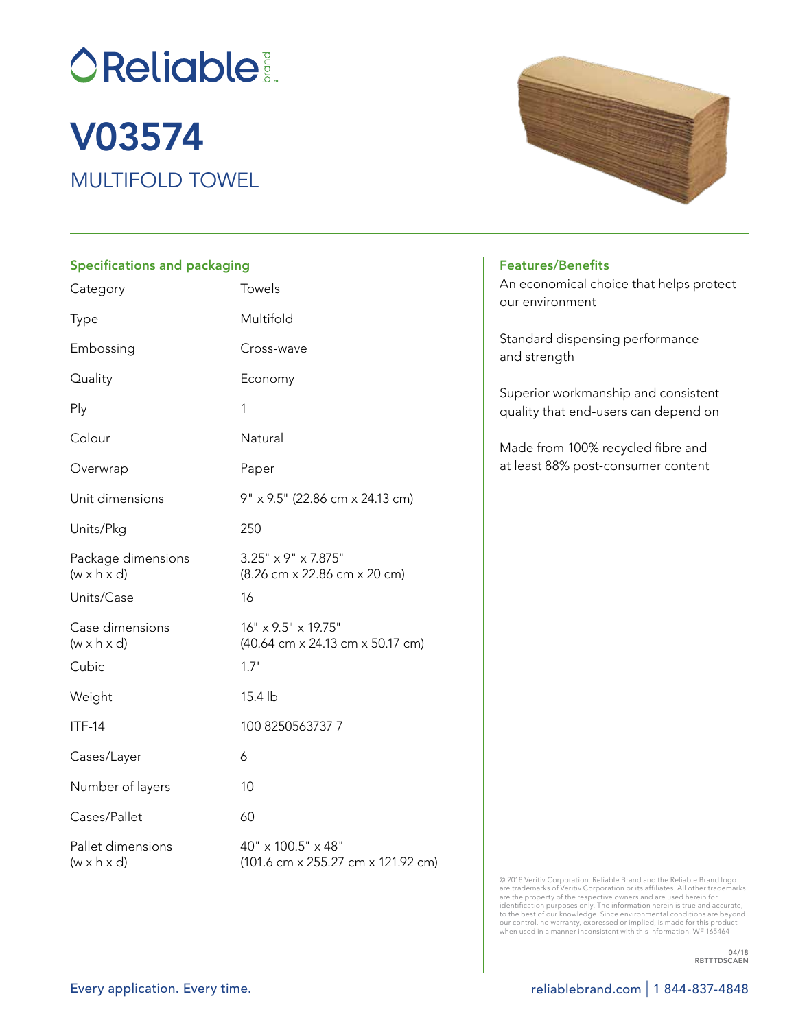# Reliable brand

# V03574

## MULTIFOLD TOWEL

### Specifications and packaging

| | |
|---|---|
| Category | Towels |
| Type | Multifold |
| Embossing | Cross-wave |
| Quality | Economy |
| Ply | 1 |
| Colour | Natural |
| Overwrap | Paper |
| Unit dimensions | 9" x 9.5" (22.86 cm x 24.13 cm) |
| Units/Pkg | 250 |
| Package dimensions (w x h x d) | 3.25" x 9" x 7.875" (8.26 cm x 22.86 cm x 20 cm) |
| Units/Case | 16 |
| Case dimensions (w x h x d) | 16" x 9.5" x 19.75" (40.64 cm x 24.13 cm x 50.17 cm) |
| Cubic | 1.7' |
| Weight | 15.4 lb |
| ITF-14 | 100 8250563737 7 |
| Cases/Layer | 6 |
| Number of layers | 10 |
| Cases/Pallet | 60 |
| Pallet dimensions (w x h x d) | 40" x 100.5" x 48" (101.6 cm x 255.27 cm x 121.92 cm) |

### Features/Benefits

An economical choice that helps protect our environment

Standard dispensing performance and strength

Superior workmanship and consistent quality that end-users can depend on

Made from 100% recycled fibre and at least 88% post-consumer content

© 2018 Veritiv Corporation. Reliable Brand and the Reliable Brand logo are trademarks of Veritiv Corporation or its affiliates. All other trademarks are the property of the respective owners and are used herein for identification purposes only. The information herein is true and accurate, to the best of our knowledge. Since environmental conditions are beyond our control, no warranty, expressed or implied, is made for this product when used in a manner inconsistent with this information. WF 165464

04/18
RBTTTDSCAEN

Every application. Every time.

reliablebrand.com | 1 844-837-4848